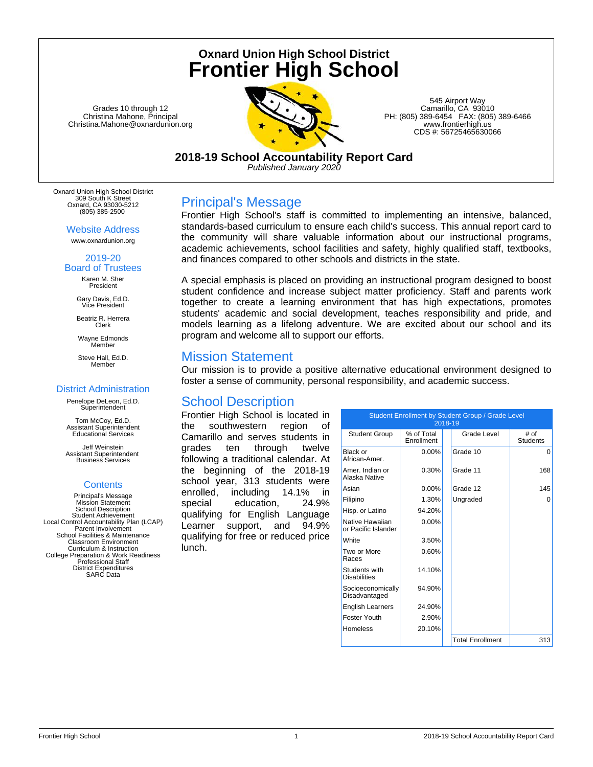# Oxnard Union High School District
# Frontier High School

Grades 10 through 12
Christina Mahone, Principal
Christina.Mahone@oxnardunion.org

545 Airport Way
Camarillo, CA 93010
PH: (805) 389-6454 FAX: (805) 389-6466
www.frontierhigh.us
CDS #: 56725465630066

## 2018-19 School Accountability Report Card

*Published January 2020*

Oxnard Union High School District
309 South K Street
Oxnard, CA 93030-5212
(805) 385-2500

### Website Address

www.oxnardunion.org

### 2019-20 Board of Trustees

Karen M. Sher
President

Gary Davis, Ed.D.
Vice President

Beatriz R. Herrera
Clerk

Wayne Edmonds
Member

Steve Hall, Ed.D.
Member

### District Administration

Penelope DeLeon, Ed.D.
Superintendent

Tom McCoy, Ed.D.
Assistant Superintendent
Educational Services

Jeff Weinstein
Assistant Superintendent
Business Services

### Contents

Principal's Message
Mission Statement
School Description
Student Achievement
Local Control Accountability Plan (LCAP)
Parent Involvement
School Facilities & Maintenance
Classroom Environment
Curriculum & Instruction
College Preparation & Work Readiness
Professional Staff
District Expenditures
SARC Data

## Principal's Message

Frontier High School's staff is committed to implementing an intensive, balanced, standards-based curriculum to ensure each child's success. This annual report card to the community will share valuable information about our instructional programs, academic achievements, school facilities and safety, highly qualified staff, textbooks, and finances compared to other schools and districts in the state.

A special emphasis is placed on providing an instructional program designed to boost student confidence and increase subject matter proficiency. Staff and parents work together to create a learning environment that has high expectations, promotes students' academic and social development, teaches responsibility and pride, and models learning as a lifelong adventure. We are excited about our school and its program and welcome all to support our efforts.

## Mission Statement

Our mission is to provide a positive alternative educational environment designed to foster a sense of community, personal responsibility, and academic success.

## School Description

Frontier High School is located in the southwestern region of Camarillo and serves students in grades ten through twelve following a traditional calendar. At the beginning of the 2018-19 school year, 313 students were enrolled, including 14.1% in special education, 24.9% qualifying for English Language Learner support, and 94.9% qualifying for free or reduced price lunch.

**Student Enrollment by Student Group / Grade Level 2018-19**

| Student Group | % of Total Enrollment | Grade Level | # of Students |
|---|---|---|---|
| Black or African-Amer. | 0.00% | Grade 10 | 0 |
| Amer. Indian or Alaska Native | 0.30% | Grade 11 | 168 |
| Asian | 0.00% | Grade 12 | 145 |
| Filipino | 1.30% | Ungraded | 0 |
| Hisp. or Latino | 94.20% | | |
| Native Hawaiian or Pacific Islander | 0.00% | | |
| White | 3.50% | | |
| Two or More Races | 0.60% | | |
| Students with Disabilities | 14.10% | | |
| Socioeconomically Disadvantaged | 94.90% | | |
| English Learners | 24.90% | | |
| Foster Youth | 2.90% | | |
| Homeless | 20.10% | | |
| | | Total Enrollment | 313 |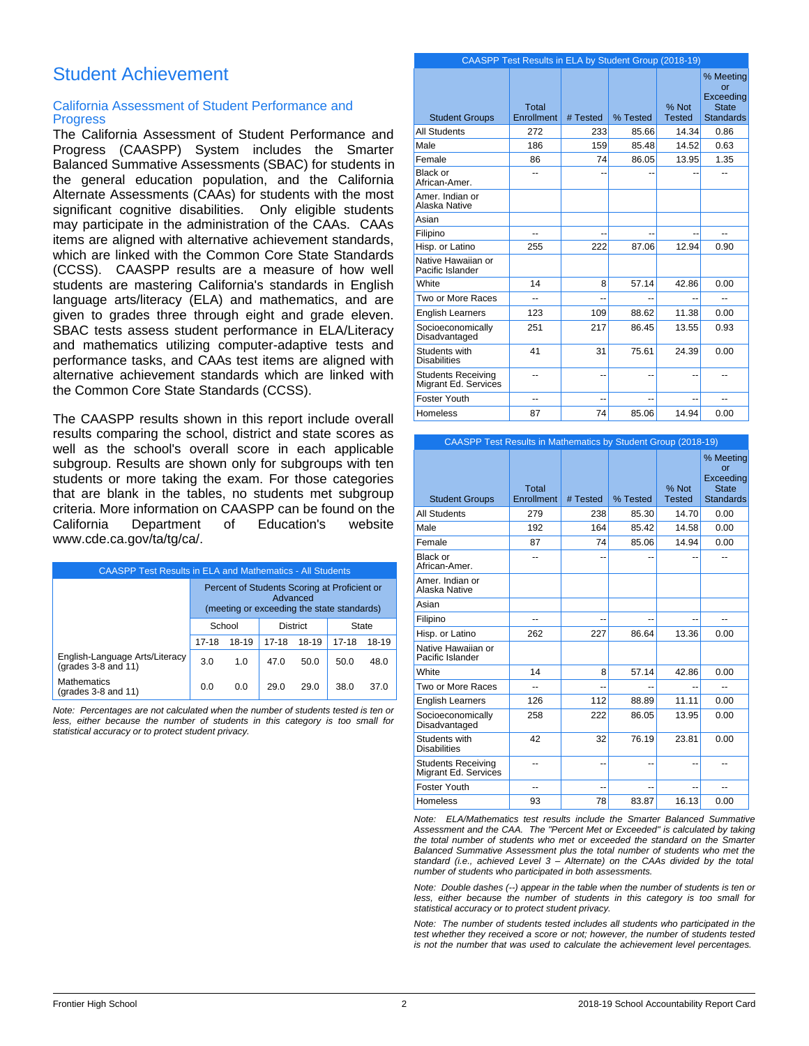# Student Achievement

## California Assessment of Student Performance and Progress

The California Assessment of Student Performance and Progress (CAASPP) System includes the Smarter Balanced Summative Assessments (SBAC) for students in the general education population, and the California Alternate Assessments (CAAs) for students with the most significant cognitive disabilities. Only eligible students may participate in the administration of the CAAs. CAAs items are aligned with alternative achievement standards, which are linked with the Common Core State Standards (CCSS). CAASPP results are a measure of how well students are mastering California's standards in English language arts/literacy (ELA) and mathematics, and are given to grades three through eight and grade eleven. SBAC tests assess student performance in ELA/Literacy and mathematics utilizing computer-adaptive tests and performance tasks, and CAAs test items are aligned with alternative achievement standards which are linked with the Common Core State Standards (CCSS).

The CAASPP results shown in this report include overall results comparing the school, district and state scores as well as the school's overall score in each applicable subgroup. Results are shown only for subgroups with ten students or more taking the exam. For those categories that are blank in the tables, no students met subgroup criteria. More information on CAASPP can be found on the California Department of Education's website www.cde.ca.gov/ta/tg/ca/.

**CAASPP Test Results in ELA and Mathematics - All Students**

| | Percent of Students Scoring at Proficient or Advanced (meeting or exceeding the state standards) | | | | | |
|---|---|---|---|---|---|---|
| | School | | District | | State | |
| | 17-18 | 18-19 | 17-18 | 18-19 | 17-18 | 18-19 |
| English-Language Arts/Literacy (grades 3-8 and 11) | 3.0 | 1.0 | 47.0 | 50.0 | 50.0 | 48.0 |
| Mathematics (grades 3-8 and 11) | 0.0 | 0.0 | 29.0 | 29.0 | 38.0 | 37.0 |

*Note: Percentages are not calculated when the number of students tested is ten or less, either because the number of students in this category is too small for statistical accuracy or to protect student privacy.*

**CAASPP Test Results in ELA by Student Group (2018-19)**

| Student Groups | Total Enrollment | # Tested | % Tested | % Not Tested | % Meeting or Exceeding State Standards |
|---|---|---|---|---|---|
| All Students | 272 | 233 | 85.66 | 14.34 | 0.86 |
| Male | 186 | 159 | 85.48 | 14.52 | 0.63 |
| Female | 86 | 74 | 86.05 | 13.95 | 1.35 |
| Black or African-Amer. | -- | -- | -- | -- | -- |
| Amer. Indian or Alaska Native | | | | | |
| Asian | | | | | |
| Filipino | -- | -- | -- | -- | -- |
| Hisp. or Latino | 255 | 222 | 87.06 | 12.94 | 0.90 |
| Native Hawaiian or Pacific Islander | | | | | |
| White | 14 | 8 | 57.14 | 42.86 | 0.00 |
| Two or More Races | -- | -- | -- | -- | -- |
| English Learners | 123 | 109 | 88.62 | 11.38 | 0.00 |
| Socioeconomically Disadvantaged | 251 | 217 | 86.45 | 13.55 | 0.93 |
| Students with Disabilities | 41 | 31 | 75.61 | 24.39 | 0.00 |
| Students Receiving Migrant Ed. Services | -- | -- | -- | -- | -- |
| Foster Youth | -- | -- | -- | -- | -- |
| Homeless | 87 | 74 | 85.06 | 14.94 | 0.00 |

**CAASPP Test Results in Mathematics by Student Group (2018-19)**

| Student Groups | Total Enrollment | # Tested | % Tested | % Not Tested | % Meeting or Exceeding State Standards |
|---|---|---|---|---|---|
| All Students | 279 | 238 | 85.30 | 14.70 | 0.00 |
| Male | 192 | 164 | 85.42 | 14.58 | 0.00 |
| Female | 87 | 74 | 85.06 | 14.94 | 0.00 |
| Black or African-Amer. | -- | -- | -- | -- | -- |
| Amer. Indian or Alaska Native | | | | | |
| Asian | | | | | |
| Filipino | -- | -- | -- | -- | -- |
| Hisp. or Latino | 262 | 227 | 86.64 | 13.36 | 0.00 |
| Native Hawaiian or Pacific Islander | | | | | |
| White | 14 | 8 | 57.14 | 42.86 | 0.00 |
| Two or More Races | -- | -- | -- | -- | -- |
| English Learners | 126 | 112 | 88.89 | 11.11 | 0.00 |
| Socioeconomically Disadvantaged | 258 | 222 | 86.05 | 13.95 | 0.00 |
| Students with Disabilities | 42 | 32 | 76.19 | 23.81 | 0.00 |
| Students Receiving Migrant Ed. Services | -- | -- | -- | -- | -- |
| Foster Youth | -- | -- | -- | -- | -- |
| Homeless | 93 | 78 | 83.87 | 16.13 | 0.00 |

*Note: ELA/Mathematics test results include the Smarter Balanced Summative Assessment and the CAA. The "Percent Met or Exceeded" is calculated by taking the total number of students who met or exceeded the standard on the Smarter Balanced Summative Assessment plus the total number of students who met the standard (i.e., achieved Level 3 – Alternate) on the CAAs divided by the total number of students who participated in both assessments.*

*Note: Double dashes (--) appear in the table when the number of students is ten or less, either because the number of students in this category is too small for statistical accuracy or to protect student privacy.*

*Note: The number of students tested includes all students who participated in the test whether they received a score or not; however, the number of students tested is not the number that was used to calculate the achievement level percentages.*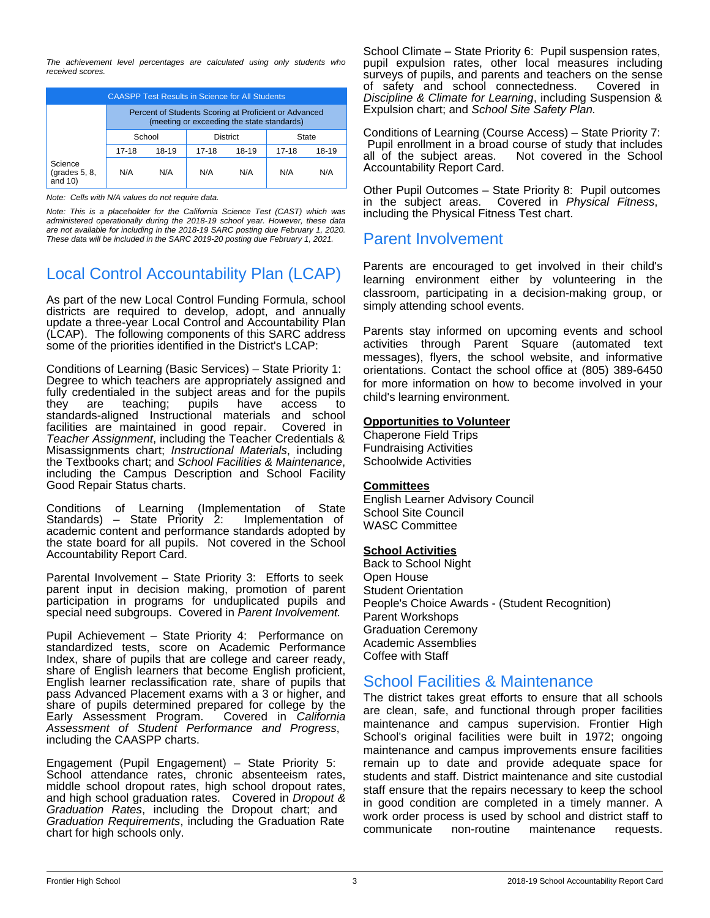*The achievement level percentages are calculated using only students who received scores.*

| CAASPP Test Results in Science for All Students | | | | | | |
|---|---|---|---|---|---|---|
| | Percent of Students Scoring at Proficient or Advanced (meeting or exceeding the state standards) | | | | | |
| | School | | District | | State | |
| | 17-18 | 18-19 | 17-18 | 18-19 | 17-18 | 18-19 |
| Science (grades 5, 8, and 10) | N/A | N/A | N/A | N/A | N/A | N/A |

*Note: Cells with N/A values do not require data.*

*Note: This is a placeholder for the California Science Test (CAST) which was administered operationally during the 2018-19 school year. However, these data are not available for including in the 2018-19 SARC posting due February 1, 2020. These data will be included in the SARC 2019-20 posting due February 1, 2021.*

## Local Control Accountability Plan (LCAP)

As part of the new Local Control Funding Formula, school districts are required to develop, adopt, and annually update a three-year Local Control and Accountability Plan (LCAP). The following components of this SARC address some of the priorities identified in the District's LCAP:

Conditions of Learning (Basic Services) – State Priority 1: Degree to which teachers are appropriately assigned and fully credentialed in the subject areas and for the pupils they are teaching; pupils have access to standards-aligned Instructional materials and school facilities are maintained in good repair. Covered in *Teacher Assignment*, including the Teacher Credentials & Misassignments chart; *Instructional Materials*, including the Textbooks chart; and *School Facilities & Maintenance*, including the Campus Description and School Facility Good Repair Status charts.

Conditions of Learning (Implementation of State Standards) – State Priority 2: Implementation of academic content and performance standards adopted by the state board for all pupils. Not covered in the School Accountability Report Card.

Parental Involvement – State Priority 3: Efforts to seek parent input in decision making, promotion of parent participation in programs for unduplicated pupils and special need subgroups. Covered in *Parent Involvement.*

Pupil Achievement – State Priority 4: Performance on standardized tests, score on Academic Performance Index, share of pupils that are college and career ready, share of English learners that become English proficient, English learner reclassification rate, share of pupils that pass Advanced Placement exams with a 3 or higher, and share of pupils determined prepared for college by the Early Assessment Program. Covered in *California Assessment of Student Performance and Progress*, including the CAASPP charts.

Engagement (Pupil Engagement) – State Priority 5: School attendance rates, chronic absenteeism rates, middle school dropout rates, high school dropout rates, and high school graduation rates. Covered in *Dropout & Graduation Rates*, including the Dropout chart; and *Graduation Requirements*, including the Graduation Rate chart for high schools only.

School Climate – State Priority 6: Pupil suspension rates, pupil expulsion rates, other local measures including surveys of pupils, and parents and teachers on the sense of safety and school connectedness. Covered in *Discipline & Climate for Learning*, including Suspension & Expulsion chart; and *School Site Safety Plan.*

Conditions of Learning (Course Access) – State Priority 7: Pupil enrollment in a broad course of study that includes all of the subject areas. Not covered in the School Accountability Report Card.

Other Pupil Outcomes – State Priority 8: Pupil outcomes in the subject areas. Covered in *Physical Fitness*, including the Physical Fitness Test chart.

## Parent Involvement

Parents are encouraged to get involved in their child's learning environment either by volunteering in the classroom, participating in a decision-making group, or simply attending school events.

Parents stay informed on upcoming events and school activities through Parent Square (automated text messages), flyers, the school website, and informative orientations. Contact the school office at (805) 389-6450 for more information on how to become involved in your child's learning environment.

**Opportunities to Volunteer**

Chaperone Field Trips
Fundraising Activities
Schoolwide Activities

**Committees**

English Learner Advisory Council
School Site Council
WASC Committee

**School Activities**

Back to School Night
Open House
Student Orientation
People's Choice Awards - (Student Recognition)
Parent Workshops
Graduation Ceremony
Academic Assemblies
Coffee with Staff

## School Facilities & Maintenance

The district takes great efforts to ensure that all schools are clean, safe, and functional through proper facilities maintenance and campus supervision. Frontier High School's original facilities were built in 1972; ongoing maintenance and campus improvements ensure facilities remain up to date and provide adequate space for students and staff. District maintenance and site custodial staff ensure that the repairs necessary to keep the school in good condition are completed in a timely manner. A work order process is used by school and district staff to communicate non-routine maintenance requests.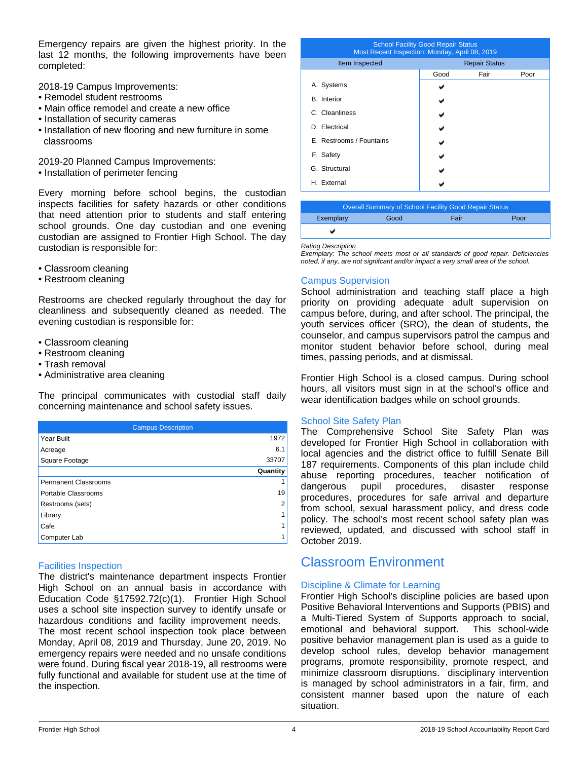Emergency repairs are given the highest priority. In the last 12 months, the following improvements have been completed:

2018-19 Campus Improvements:
- Remodel student restrooms
- Main office remodel and create a new office
- Installation of security cameras
- Installation of new flooring and new furniture in some classrooms

2019-20 Planned Campus Improvements:
- Installation of perimeter fencing

Every morning before school begins, the custodian inspects facilities for safety hazards or other conditions that need attention prior to students and staff entering school grounds. One day custodian and one evening custodian are assigned to Frontier High School. The day custodian is responsible for:

- Classroom cleaning
- Restroom cleaning

Restrooms are checked regularly throughout the day for cleanliness and subsequently cleaned as needed. The evening custodian is responsible for:

- Classroom cleaning
- Restroom cleaning
- Trash removal
- Administrative area cleaning

The principal communicates with custodial staff daily concerning maintenance and school safety issues.

| Campus Description | |
|---|---|
| Year Built | 1972 |
| Acreage | 6.1 |
| Square Footage | 33707 |
| | **Quantity** |
| Permanent Classrooms | 1 |
| Portable Classrooms | 19 |
| Restrooms (sets) | 2 |
| Library | 1 |
| Cafe | 1 |
| Computer Lab | 1 |

### Facilities Inspection

The district's maintenance department inspects Frontier High School on an annual basis in accordance with Education Code §17592.72(c)(1). Frontier High School uses a school site inspection survey to identify unsafe or hazardous conditions and facility improvement needs. The most recent school inspection took place between Monday, April 08, 2019 and Thursday, June 20, 2019. No emergency repairs were needed and no unsafe conditions were found. During fiscal year 2018-19, all restrooms were fully functional and available for student use at the time of the inspection.

**School Facility Good Repair Status**
**Most Recent Inspection: Monday, April 08, 2019**

| Item Inspected | Repair Status | | |
|---|---|---|---|
| | Good | Fair | Poor |
| A. Systems | ✔ | | |
| B. Interior | ✔ | | |
| C. Cleanliness | ✔ | | |
| D. Electrical | ✔ | | |
| E. Restrooms / Fountains | ✔ | | |
| F. Safety | ✔ | | |
| G. Structural | ✔ | | |
| H. External | ✔ | | |

**Overall Summary of School Facility Good Repair Status**

| Exemplary | Good | Fair | Poor |
|---|---|---|---|
| ✔ | | | |

*Rating Description*
*Exemplary: The school meets most or all standards of good repair. Deficiencies noted, if any, are not signifcant and/or impact a very small area of the school.*

### Campus Supervision

School administration and teaching staff place a high priority on providing adequate adult supervision on campus before, during, and after school. The principal, the youth services officer (SRO), the dean of students, the counselor, and campus supervisors patrol the campus and monitor student behavior before school, during meal times, passing periods, and at dismissal.

Frontier High School is a closed campus. During school hours, all visitors must sign in at the school's office and wear identification badges while on school grounds.

### School Site Safety Plan

The Comprehensive School Site Safety Plan was developed for Frontier High School in collaboration with local agencies and the district office to fulfill Senate Bill 187 requirements. Components of this plan include child abuse reporting procedures, teacher notification of dangerous pupil procedures, disaster response procedures, procedures for safe arrival and departure from school, sexual harassment policy, and dress code policy. The school's most recent school safety plan was reviewed, updated, and discussed with school staff in October 2019.

## Classroom Environment

### Discipline & Climate for Learning

Frontier High School's discipline policies are based upon Positive Behavioral Interventions and Supports (PBIS) and a Multi-Tiered System of Supports approach to social, emotional and behavioral support. This school-wide positive behavior management plan is used as a guide to develop school rules, develop behavior management programs, promote responsibility, promote respect, and minimize classroom disruptions. disciplinary intervention is managed by school administrators in a fair, firm, and consistent manner based upon the nature of each situation.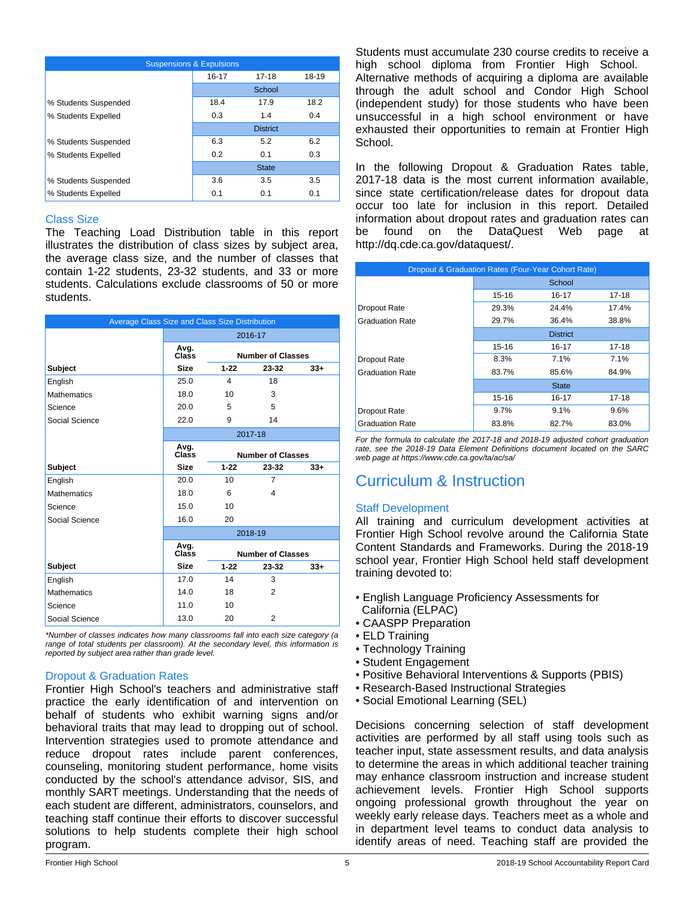| Suspensions & Expulsions | | | |
|---|---|---|---|
| | 16-17 | 17-18 | 18-19 |
| | School | | |
| % Students Suspended | 18.4 | 17.9 | 18.2 |
| % Students Expelled | 0.3 | 1.4 | 0.4 |
| | District | | |
| % Students Suspended | 6.3 | 5.2 | 6.2 |
| % Students Expelled | 0.2 | 0.1 | 0.3 |
| | State | | |
| % Students Suspended | 3.6 | 3.5 | 3.5 |
| % Students Expelled | 0.1 | 0.1 | 0.1 |

### Class Size

The Teaching Load Distribution table in this report illustrates the distribution of class sizes by subject area, the average class size, and the number of classes that contain 1-22 students, 23-32 students, and 33 or more students. Calculations exclude classrooms of 50 or more students.

| Average Class Size and Class Size Distribution | | | | |
|---|---|---|---|---|
| | 2016-17 | | | |
| | Avg. Class | Number of Classes | | |
| Subject | Size | 1-22 | 23-32 | 33+ |
| English | 25.0 | 4 | 18 | |
| Mathematics | 18.0 | 10 | 3 | |
| Science | 20.0 | 5 | 5 | |
| Social Science | 22.0 | 9 | 14 | |
| | 2017-18 | | | |
| | Avg. Class | Number of Classes | | |
| Subject | Size | 1-22 | 23-32 | 33+ |
| English | 20.0 | 10 | 7 | |
| Mathematics | 18.0 | 6 | 4 | |
| Science | 15.0 | 10 | | |
| Social Science | 16.0 | 20 | | |
| | 2018-19 | | | |
| | Avg. Class | Number of Classes | | |
| Subject | Size | 1-22 | 23-32 | 33+ |
| English | 17.0 | 14 | 3 | |
| Mathematics | 14.0 | 18 | 2 | |
| Science | 11.0 | 10 | | |
| Social Science | 13.0 | 20 | 2 | |

*\*Number of classes indicates how many classrooms fall into each size category (a range of total students per classroom). At the secondary level, this information is reported by subject area rather than grade level.*

### Dropout & Graduation Rates

Frontier High School's teachers and administrative staff practice the early identification of and intervention on behalf of students who exhibit warning signs and/or behavioral traits that may lead to dropping out of school. Intervention strategies used to promote attendance and reduce dropout rates include parent conferences, counseling, monitoring student performance, home visits conducted by the school's attendance advisor, SIS, and monthly SART meetings. Understanding that the needs of each student are different, administrators, counselors, and teaching staff continue their efforts to discover successful solutions to help students complete their high school program.

Students must accumulate 230 course credits to receive a high school diploma from Frontier High School. Alternative methods of acquiring a diploma are available through the adult school and Condor High School (independent study) for those students who have been unsuccessful in a high school environment or have exhausted their opportunities to remain at Frontier High School.

In the following Dropout & Graduation Rates table, 2017-18 data is the most current information available, since state certification/release dates for dropout data occur too late for inclusion in this report. Detailed information about dropout rates and graduation rates can be found on the DataQuest Web page at http://dq.cde.ca.gov/dataquest/.

| Dropout & Graduation Rates (Four-Year Cohort Rate) | | | |
|---|---|---|---|
| | School | | |
| | 15-16 | 16-17 | 17-18 |
| Dropout Rate | 29.3% | 24.4% | 17.4% |
| Graduation Rate | 29.7% | 36.4% | 38.8% |
| | District | | |
| | 15-16 | 16-17 | 17-18 |
| Dropout Rate | 8.3% | 7.1% | 7.1% |
| Graduation Rate | 83.7% | 85.6% | 84.9% |
| | State | | |
| | 15-16 | 16-17 | 17-18 |
| Dropout Rate | 9.7% | 9.1% | 9.6% |
| Graduation Rate | 83.8% | 82.7% | 83.0% |

*For the formula to calculate the 2017-18 and 2018-19 adjusted cohort graduation rate, see the 2018-19 Data Element Definitions document located on the SARC web page at https://www.cde.ca.gov/ta/ac/sa/*

## Curriculum & Instruction

### Staff Development

All training and curriculum development activities at Frontier High School revolve around the California State Content Standards and Frameworks. During the 2018-19 school year, Frontier High School held staff development training devoted to:

- English Language Proficiency Assessments for California (ELPAC)
- CAASPP Preparation
- ELD Training
- Technology Training
- Student Engagement
- Positive Behavioral Interventions & Supports (PBIS)
- Research-Based Instructional Strategies
- Social Emotional Learning (SEL)

Decisions concerning selection of staff development activities are performed by all staff using tools such as teacher input, state assessment results, and data analysis to determine the areas in which additional teacher training may enhance classroom instruction and increase student achievement levels. Frontier High School supports ongoing professional growth throughout the year on weekly early release days. Teachers meet as a whole and in department level teams to conduct data analysis to identify areas of need. Teaching staff are provided the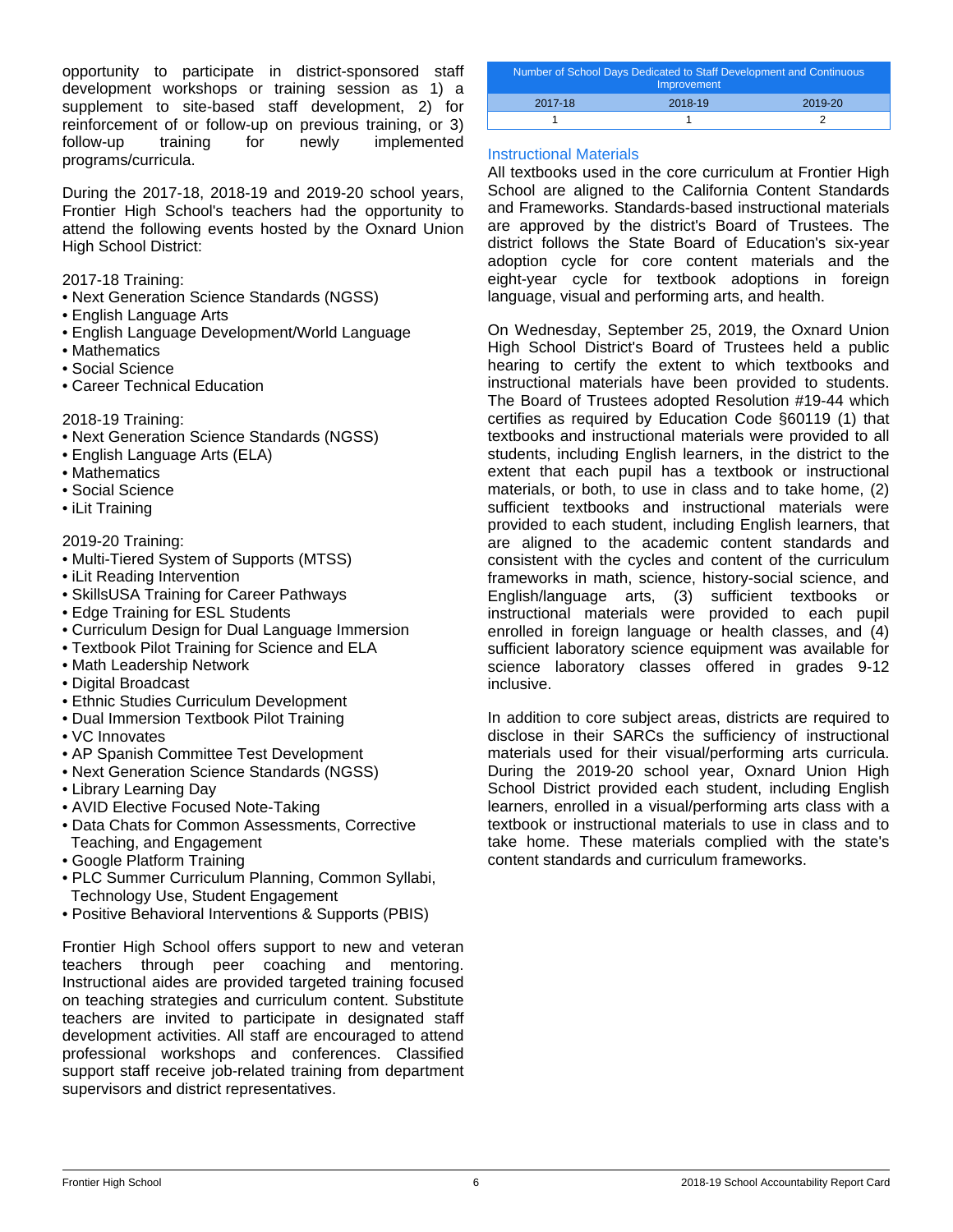opportunity to participate in district-sponsored staff development workshops or training session as 1) a supplement to site-based staff development, 2) for reinforcement of or follow-up on previous training, or 3) follow-up training for newly implemented programs/curricula.

During the 2017-18, 2018-19 and 2019-20 school years, Frontier High School's teachers had the opportunity to attend the following events hosted by the Oxnard Union High School District:

2017-18 Training:
- Next Generation Science Standards (NGSS)
- English Language Arts
- English Language Development/World Language
- Mathematics
- Social Science
- Career Technical Education

2018-19 Training:
- Next Generation Science Standards (NGSS)
- English Language Arts (ELA)
- Mathematics
- Social Science
- iLit Training

2019-20 Training:
- Multi-Tiered System of Supports (MTSS)
- iLit Reading Intervention
- SkillsUSA Training for Career Pathways
- Edge Training for ESL Students
- Curriculum Design for Dual Language Immersion
- Textbook Pilot Training for Science and ELA
- Math Leadership Network
- Digital Broadcast
- Ethnic Studies Curriculum Development
- Dual Immersion Textbook Pilot Training
- VC Innovates
- AP Spanish Committee Test Development
- Next Generation Science Standards (NGSS)
- Library Learning Day
- AVID Elective Focused Note-Taking
- Data Chats for Common Assessments, Corrective Teaching, and Engagement
- Google Platform Training
- PLC Summer Curriculum Planning, Common Syllabi, Technology Use, Student Engagement
- Positive Behavioral Interventions & Supports (PBIS)

Frontier High School offers support to new and veteran teachers through peer coaching and mentoring. Instructional aides are provided targeted training focused on teaching strategies and curriculum content. Substitute teachers are invited to participate in designated staff development activities. All staff are encouraged to attend professional workshops and conferences. Classified support staff receive job-related training from department supervisors and district representatives.

| Number of School Days Dedicated to Staff Development and Continuous Improvement | | |
|---|---|---|
| 2017-18 | 2018-19 | 2019-20 |
| 1 | 1 | 2 |

## Instructional Materials

All textbooks used in the core curriculum at Frontier High School are aligned to the California Content Standards and Frameworks. Standards-based instructional materials are approved by the district's Board of Trustees. The district follows the State Board of Education's six-year adoption cycle for core content materials and the eight-year cycle for textbook adoptions in foreign language, visual and performing arts, and health.

On Wednesday, September 25, 2019, the Oxnard Union High School District's Board of Trustees held a public hearing to certify the extent to which textbooks and instructional materials have been provided to students. The Board of Trustees adopted Resolution #19-44 which certifies as required by Education Code §60119 (1) that textbooks and instructional materials were provided to all students, including English learners, in the district to the extent that each pupil has a textbook or instructional materials, or both, to use in class and to take home, (2) sufficient textbooks and instructional materials were provided to each student, including English learners, that are aligned to the academic content standards and consistent with the cycles and content of the curriculum frameworks in math, science, history-social science, and English/language arts, (3) sufficient textbooks or instructional materials were provided to each pupil enrolled in foreign language or health classes, and (4) sufficient laboratory science equipment was available for science laboratory classes offered in grades 9-12 inclusive.

In addition to core subject areas, districts are required to disclose in their SARCs the sufficiency of instructional materials used for their visual/performing arts curricula. During the 2019-20 school year, Oxnard Union High School District provided each student, including English learners, enrolled in a visual/performing arts class with a textbook or instructional materials to use in class and to take home. These materials complied with the state's content standards and curriculum frameworks.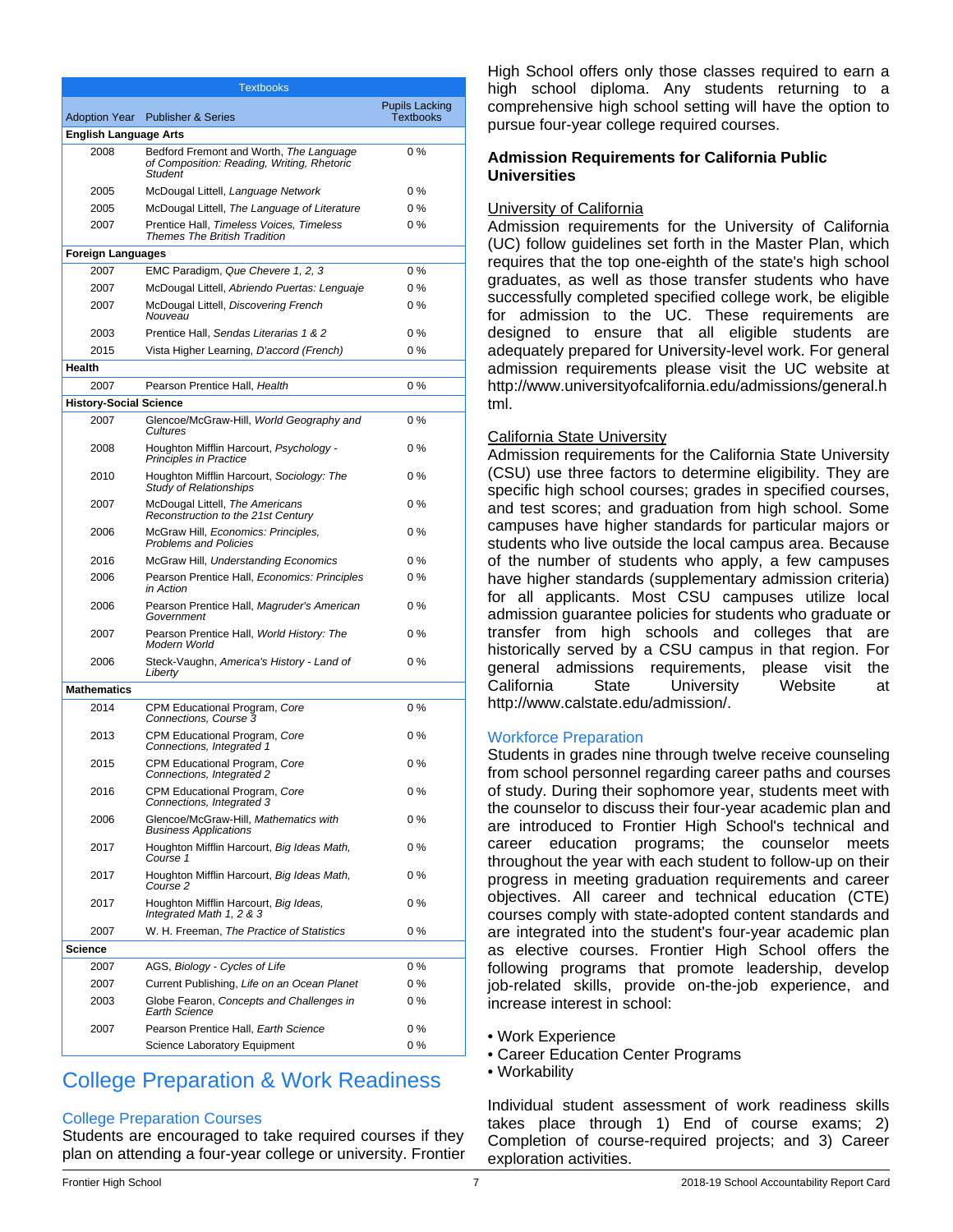| Textbooks | | |
|---|---|---|
| Adoption Year | Publisher & Series | Pupils Lacking Textbooks |
| **English Language Arts** | | |
| 2008 | Bedford Fremont and Worth, *The Language of Composition: Reading, Writing, Rhetoric Student* | 0 % |
| 2005 | McDougal Littell, *Language Network* | 0 % |
| 2005 | McDougal Littell, *The Language of Literature* | 0 % |
| 2007 | Prentice Hall, *Timeless Voices, Timeless Themes The British Tradition* | 0 % |
| **Foreign Languages** | | |
| 2007 | EMC Paradigm, *Que Chevere 1, 2, 3* | 0 % |
| 2007 | McDougal Littell, *Abriendo Puertas: Lenguaje* | 0 % |
| 2007 | McDougal Littell, *Discovering French Nouveau* | 0 % |
| 2003 | Prentice Hall, *Sendas Literarias 1 & 2* | 0 % |
| 2015 | Vista Higher Learning, *D'accord (French)* | 0 % |
| **Health** | | |
| 2007 | Pearson Prentice Hall, *Health* | 0 % |
| **History-Social Science** | | |
| 2007 | Glencoe/McGraw-Hill, *World Geography and Cultures* | 0 % |
| 2008 | Houghton Mifflin Harcourt, *Psychology - Principles in Practice* | 0 % |
| 2010 | Houghton Mifflin Harcourt, *Sociology: The Study of Relationships* | 0 % |
| 2007 | McDougal Littell, *The Americans Reconstruction to the 21st Century* | 0 % |
| 2006 | McGraw Hill, *Economics: Principles, Problems and Policies* | 0 % |
| 2016 | McGraw Hill, *Understanding Economics* | 0 % |
| 2006 | Pearson Prentice Hall, *Economics: Principles in Action* | 0 % |
| 2006 | Pearson Prentice Hall, *Magruder's American Government* | 0 % |
| 2007 | Pearson Prentice Hall, *World History: The Modern World* | 0 % |
| 2006 | Steck-Vaughn, *America's History - Land of Liberty* | 0 % |
| **Mathematics** | | |
| 2014 | CPM Educational Program, *Core Connections, Course 3* | 0 % |
| 2013 | CPM Educational Program, *Core Connections, Integrated 1* | 0 % |
| 2015 | CPM Educational Program, *Core Connections, Integrated 2* | 0 % |
| 2016 | CPM Educational Program, *Core Connections, Integrated 3* | 0 % |
| 2006 | Glencoe/McGraw-Hill, *Mathematics with Business Applications* | 0 % |
| 2017 | Houghton Mifflin Harcourt, *Big Ideas Math, Course 1* | 0 % |
| 2017 | Houghton Mifflin Harcourt, *Big Ideas Math, Course 2* | 0 % |
| 2017 | Houghton Mifflin Harcourt, *Big Ideas, Integrated Math 1, 2 & 3* | 0 % |
| 2007 | W. H. Freeman, *The Practice of Statistics* | 0 % |
| **Science** | | |
| 2007 | AGS, *Biology - Cycles of Life* | 0 % |
| 2007 | Current Publishing, *Life on an Ocean Planet* | 0 % |
| 2003 | Globe Fearon, *Concepts and Challenges in Earth Science* | 0 % |
| 2007 | Pearson Prentice Hall, *Earth Science* | 0 % |
| | Science Laboratory Equipment | 0 % |

# College Preparation & Work Readiness

## College Preparation Courses

Students are encouraged to take required courses if they plan on attending a four-year college or university. Frontier High School offers only those classes required to earn a high school diploma. Any students returning to a comprehensive high school setting will have the option to pursue four-year college required courses.

### Admission Requirements for California Public Universities

University of California

Admission requirements for the University of California (UC) follow guidelines set forth in the Master Plan, which requires that the top one-eighth of the state's high school graduates, as well as those transfer students who have successfully completed specified college work, be eligible for admission to the UC. These requirements are designed to ensure that all eligible students are adequately prepared for University-level work. For general admission requirements please visit the UC website at http://www.universityofcalifornia.edu/admissions/general.html.

California State University

Admission requirements for the California State University (CSU) use three factors to determine eligibility. They are specific high school courses; grades in specified courses, and test scores; and graduation from high school. Some campuses have higher standards for particular majors or students who live outside the local campus area. Because of the number of students who apply, a few campuses have higher standards (supplementary admission criteria) for all applicants. Most CSU campuses utilize local admission guarantee policies for students who graduate or transfer from high schools and colleges that are historically served by a CSU campus in that region. For general admissions requirements, please visit the California State University Website at http://www.calstate.edu/admission/.

## Workforce Preparation

Students in grades nine through twelve receive counseling from school personnel regarding career paths and courses of study. During their sophomore year, students meet with the counselor to discuss their four-year academic plan and are introduced to Frontier High School's technical and career education programs; the counselor meets throughout the year with each student to follow-up on their progress in meeting graduation requirements and career objectives. All career and technical education (CTE) courses comply with state-adopted content standards and are integrated into the student's four-year academic plan as elective courses. Frontier High School offers the following programs that promote leadership, develop job-related skills, provide on-the-job experience, and increase interest in school:

- Work Experience
- Career Education Center Programs
- Workability

Individual student assessment of work readiness skills takes place through 1) End of course exams; 2) Completion of course-required projects; and 3) Career exploration activities.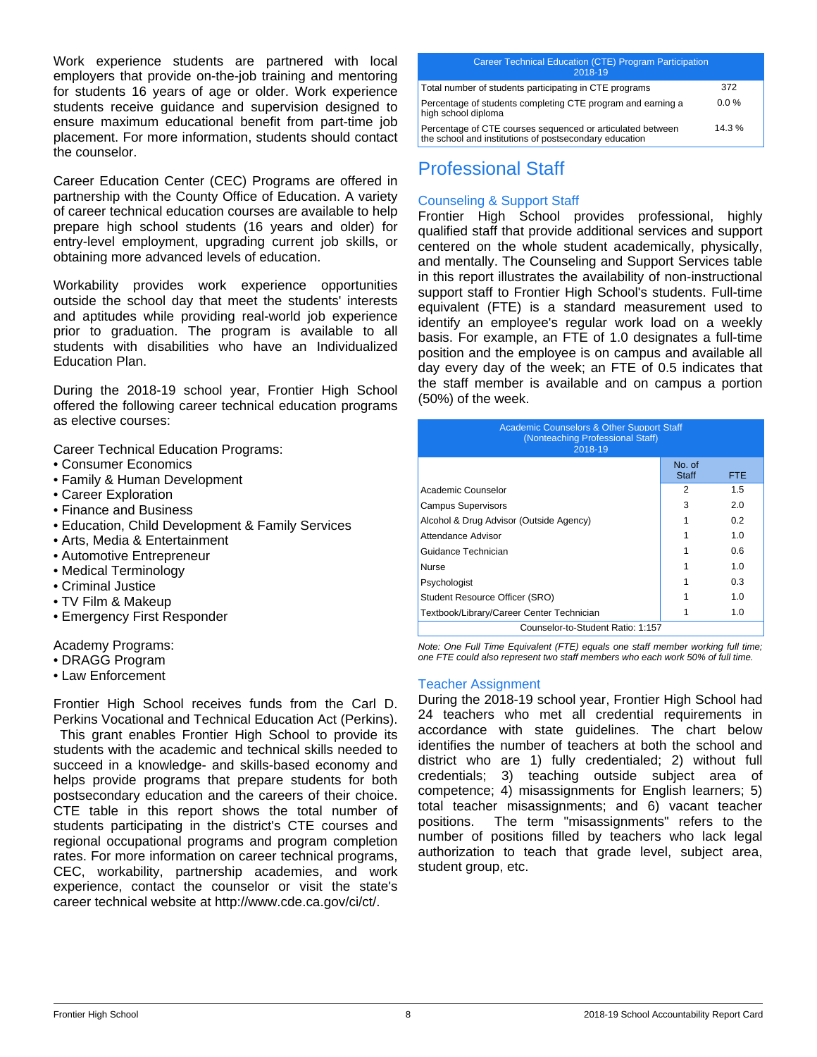Work experience students are partnered with local employers that provide on-the-job training and mentoring for students 16 years of age or older. Work experience students receive guidance and supervision designed to ensure maximum educational benefit from part-time job placement. For more information, students should contact the counselor.

Career Education Center (CEC) Programs are offered in partnership with the County Office of Education. A variety of career technical education courses are available to help prepare high school students (16 years and older) for entry-level employment, upgrading current job skills, or obtaining more advanced levels of education.

Workability provides work experience opportunities outside the school day that meet the students' interests and aptitudes while providing real-world job experience prior to graduation. The program is available to all students with disabilities who have an Individualized Education Plan.

During the 2018-19 school year, Frontier High School offered the following career technical education programs as elective courses:

Career Technical Education Programs:
- Consumer Economics
- Family & Human Development
- Career Exploration
- Finance and Business
- Education, Child Development & Family Services
- Arts, Media & Entertainment
- Automotive Entrepreneur
- Medical Terminology
- Criminal Justice
- TV Film & Makeup
- Emergency First Responder

Academy Programs:
- DRAGG Program
- Law Enforcement

Frontier High School receives funds from the Carl D. Perkins Vocational and Technical Education Act (Perkins). This grant enables Frontier High School to provide its students with the academic and technical skills needed to succeed in a knowledge- and skills-based economy and helps provide programs that prepare students for both postsecondary education and the careers of their choice. CTE table in this report shows the total number of students participating in the district's CTE courses and regional occupational programs and program completion rates. For more information on career technical programs, CEC, workability, partnership academies, and work experience, contact the counselor or visit the state's career technical website at http://www.cde.ca.gov/ci/ct/.

| Career Technical Education (CTE) Program Participation 2018-19 | |
|---|---|
| Total number of students participating in CTE programs | 372 |
| Percentage of students completing CTE program and earning a high school diploma | 0.0 % |
| Percentage of CTE courses sequenced or articulated between the school and institutions of postsecondary education | 14.3 % |

# Professional Staff

## Counseling & Support Staff

Frontier High School provides professional, highly qualified staff that provide additional services and support centered on the whole student academically, physically, and mentally. The Counseling and Support Services table in this report illustrates the availability of non-instructional support staff to Frontier High School's students. Full-time equivalent (FTE) is a standard measurement used to identify an employee's regular work load on a weekly basis. For example, an FTE of 1.0 designates a full-time position and the employee is on campus and available all day every day of the week; an FTE of 0.5 indicates that the staff member is available and on campus a portion (50%) of the week.

| Academic Counselors & Other Support Staff (Nonteaching Professional Staff) 2018-19 | No. of Staff | FTE |
|---|---|---|
| Academic Counselor | 2 | 1.5 |
| Campus Supervisors | 3 | 2.0 |
| Alcohol & Drug Advisor (Outside Agency) | 1 | 0.2 |
| Attendance Advisor | 1 | 1.0 |
| Guidance Technician | 1 | 0.6 |
| Nurse | 1 | 1.0 |
| Psychologist | 1 | 0.3 |
| Student Resource Officer (SRO) | 1 | 1.0 |
| Textbook/Library/Career Center Technician | 1 | 1.0 |
| Counselor-to-Student Ratio: 1:157 | | |

*Note: One Full Time Equivalent (FTE) equals one staff member working full time; one FTE could also represent two staff members who each work 50% of full time.*

## Teacher Assignment

During the 2018-19 school year, Frontier High School had 24 teachers who met all credential requirements in accordance with state guidelines. The chart below identifies the number of teachers at both the school and district who are 1) fully credentialed; 2) without full credentials; 3) teaching outside subject area of competence; 4) misassignments for English learners; 5) total teacher misassignments; and 6) vacant teacher positions. The term "misassignments" refers to the number of positions filled by teachers who lack legal authorization to teach that grade level, subject area, student group, etc.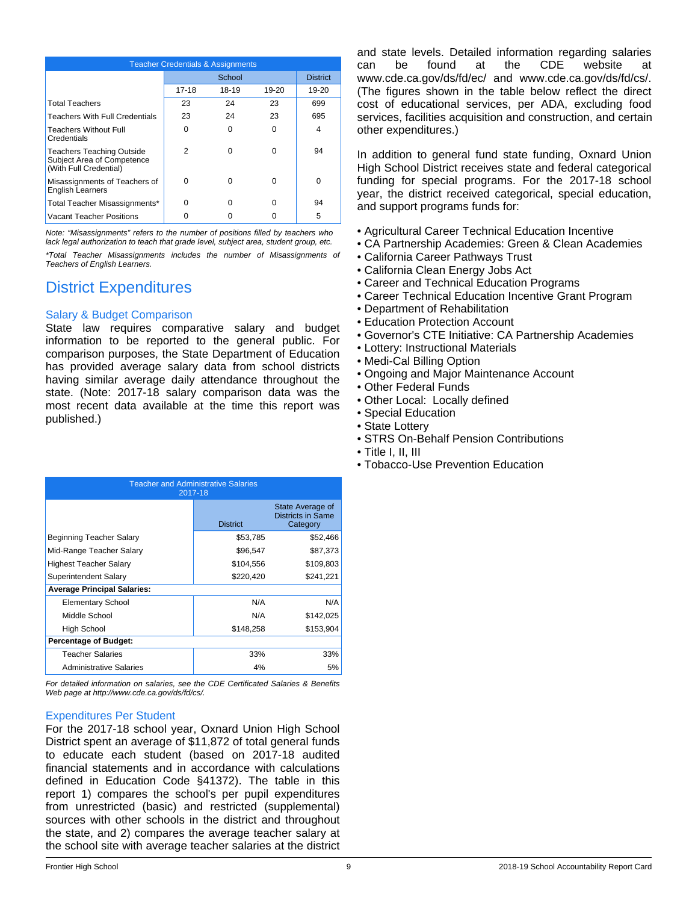| Teacher Credentials & Assignments | | | | |
|---|---|---|---|---|
| | School | | | District |
| | 17-18 | 18-19 | 19-20 | 19-20 |
| Total Teachers | 23 | 24 | 23 | 699 |
| Teachers With Full Credentials | 23 | 24 | 23 | 695 |
| Teachers Without Full Credentials | 0 | 0 | 0 | 4 |
| Teachers Teaching Outside Subject Area of Competence (With Full Credential) | 2 | 0 | 0 | 94 |
| Misassignments of Teachers of English Learners | 0 | 0 | 0 | 0 |
| Total Teacher Misassignments* | 0 | 0 | 0 | 94 |
| Vacant Teacher Positions | 0 | 0 | 0 | 5 |

*Note: "Misassignments" refers to the number of positions filled by teachers who lack legal authorization to teach that grade level, subject area, student group, etc.*

*\*Total Teacher Misassignments includes the number of Misassignments of Teachers of English Learners.*

## District Expenditures

### Salary & Budget Comparison

State law requires comparative salary and budget information to be reported to the general public. For comparison purposes, the State Department of Education has provided average salary data from school districts having similar average daily attendance throughout the state. (Note: 2017-18 salary comparison data was the most recent data available at the time this report was published.)

| Teacher and Administrative Salaries 2017-18 | | |
|---|---|---|
| | District | State Average of Districts in Same Category |
| Beginning Teacher Salary | $53,785 | $52,466 |
| Mid-Range Teacher Salary | $96,547 | $87,373 |
| Highest Teacher Salary | $104,556 | $109,803 |
| Superintendent Salary | $220,420 | $241,221 |
| **Average Principal Salaries:** | | |
| Elementary School | N/A | N/A |
| Middle School | N/A | $142,025 |
| High School | $148,258 | $153,904 |
| **Percentage of Budget:** | | |
| Teacher Salaries | 33% | 33% |
| Administrative Salaries | 4% | 5% |

*For detailed information on salaries, see the CDE Certificated Salaries & Benefits Web page at http://www.cde.ca.gov/ds/fd/cs/.*

### Expenditures Per Student

For the 2017-18 school year, Oxnard Union High School District spent an average of $11,872 of total general funds to educate each student (based on 2017-18 audited financial statements and in accordance with calculations defined in Education Code §41372). The table in this report 1) compares the school's per pupil expenditures from unrestricted (basic) and restricted (supplemental) sources with other schools in the district and throughout the state, and 2) compares the average teacher salary at the school site with average teacher salaries at the district and state levels. Detailed information regarding salaries can be found at the CDE website at www.cde.ca.gov/ds/fd/ec/ and www.cde.ca.gov/ds/fd/cs/. (The figures shown in the table below reflect the direct cost of educational services, per ADA, excluding food services, facilities acquisition and construction, and certain other expenditures.)

In addition to general fund state funding, Oxnard Union High School District receives state and federal categorical funding for special programs. For the 2017-18 school year, the district received categorical, special education, and support programs funds for:

- Agricultural Career Technical Education Incentive
- CA Partnership Academies: Green & Clean Academies
- California Career Pathways Trust
- California Clean Energy Jobs Act
- Career and Technical Education Programs
- Career Technical Education Incentive Grant Program
- Department of Rehabilitation
- Education Protection Account
- Governor's CTE Initiative: CA Partnership Academies
- Lottery: Instructional Materials
- Medi-Cal Billing Option
- Ongoing and Major Maintenance Account
- Other Federal Funds
- Other Local: Locally defined
- Special Education
- State Lottery
- STRS On-Behalf Pension Contributions
- Title I, II, III
- Tobacco-Use Prevention Education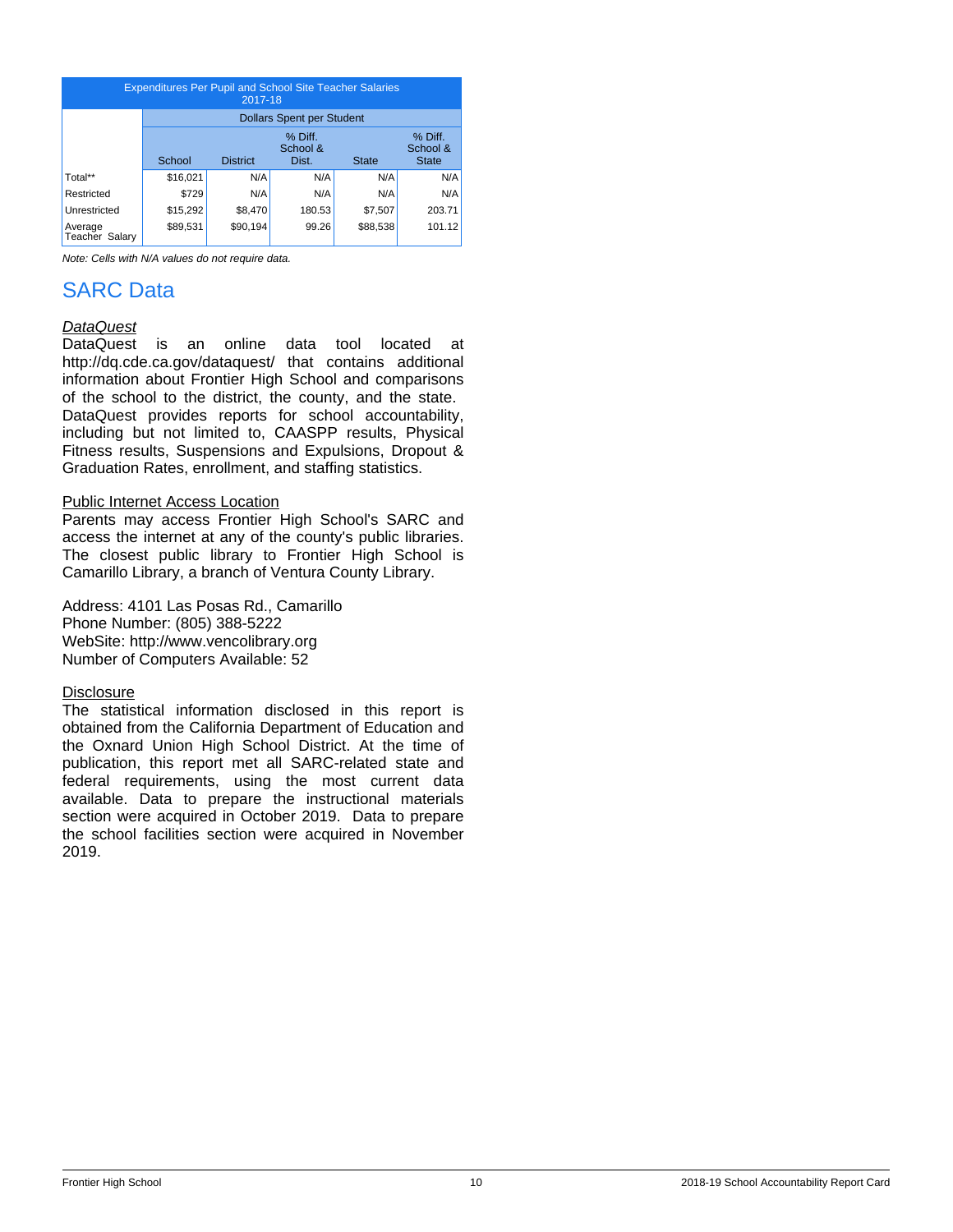| Expenditures Per Pupil and School Site Teacher Salaries 2017-18 | | | | | |
|---|---|---|---|---|---|
| | Dollars Spent per Student | | | | |
| | School | District | % Diff. School & Dist. | State | % Diff. School & State |
| Total** | $16,021 | N/A | N/A | N/A | N/A |
| Restricted | $729 | N/A | N/A | N/A | N/A |
| Unrestricted | $15,292 | $8,470 | 180.53 | $7,507 | 203.71 |
| Average Teacher Salary | $89,531 | $90,194 | 99.26 | $88,538 | 101.12 |

*Note: Cells with N/A values do not require data.*

# SARC Data

*DataQuest*

DataQuest is an online data tool located at http://dq.cde.ca.gov/dataquest/ that contains additional information about Frontier High School and comparisons of the school to the district, the county, and the state. DataQuest provides reports for school accountability, including but not limited to, CAASPP results, Physical Fitness results, Suspensions and Expulsions, Dropout & Graduation Rates, enrollment, and staffing statistics.

Public Internet Access Location

Parents may access Frontier High School's SARC and access the internet at any of the county's public libraries. The closest public library to Frontier High School is Camarillo Library, a branch of Ventura County Library.

Address: 4101 Las Posas Rd., Camarillo
Phone Number: (805) 388-5222
WebSite: http://www.vencolibrary.org
Number of Computers Available: 52

Disclosure

The statistical information disclosed in this report is obtained from the California Department of Education and the Oxnard Union High School District. At the time of publication, this report met all SARC-related state and federal requirements, using the most current data available. Data to prepare the instructional materials section were acquired in October 2019. Data to prepare the school facilities section were acquired in November 2019.